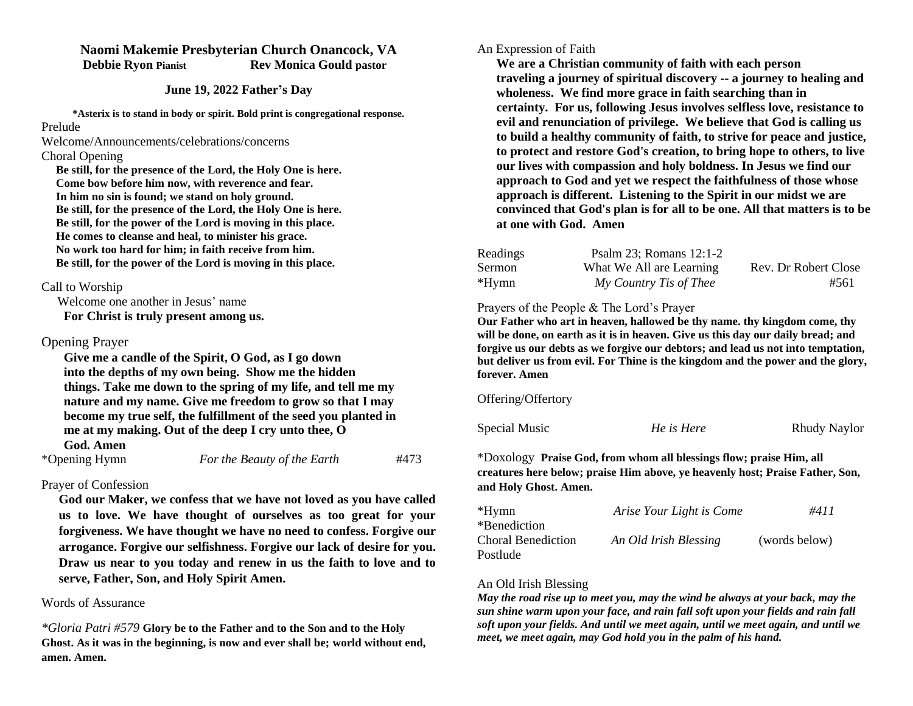# Naomi Makemie Presbyterian Church Onancock, VA

**Debbie Ryon Pianist** **Rev Monica Gould pastor**

**June 19, 2022 Father's Day**

**\*Asterix is to stand in body or spirit. Bold print is congregational response.**

Prelude

Welcome/Announcements/celebrations/concerns

Choral Opening

**Be still, for the presence of the Lord, the Holy One is here.**
**Come bow before him now, with reverence and fear.**
**In him no sin is found; we stand on holy ground.**
**Be still, for the presence of the Lord, the Holy One is here.**
**Be still, for the power of the Lord is moving in this place.**
**He comes to cleanse and heal, to minister his grace.**
**No work too hard for him; in faith receive from him.**
**Be still, for the power of the Lord is moving in this place.**

Call to Worship

Welcome one another in Jesus' name
**For Christ is truly present among us.**

Opening Prayer

**Give me a candle of the Spirit, O God, as I go down into the depths of my own being. Show me the hidden things. Take me down to the spring of my life, and tell me my nature and my name. Give me freedom to grow so that I may become my true self, the fulfillment of the seed you planted in me at my making. Out of the deep I cry unto thee, O God. Amen**

\*Opening Hymn *For the Beauty of the Earth* #473

Prayer of Confession

**God our Maker, we confess that we have not loved as you have called us to love. We have thought of ourselves as too great for your forgiveness. We have thought we have no need to confess. Forgive our arrogance. Forgive our selfishness. Forgive our lack of desire for you. Draw us near to you today and renew in us the faith to love and to serve, Father, Son, and Holy Spirit Amen.**

Words of Assurance

*\*Gloria Patri #579* **Glory be to the Father and to the Son and to the Holy Ghost. As it was in the beginning, is now and ever shall be; world without end, amen. Amen.**

An Expression of Faith

**We are a Christian community of faith with each person traveling a journey of spiritual discovery -- a journey to healing and wholeness. We find more grace in faith searching than in certainty. For us, following Jesus involves selfless love, resistance to evil and renunciation of privilege. We believe that God is calling us to build a healthy community of faith, to strive for peace and justice, to protect and restore God's creation, to bring hope to others, to live our lives with compassion and holy boldness. In Jesus we find our approach to God and yet we respect the faithfulness of those whose approach is different. Listening to the Spirit in our midst we are convinced that God's plan is for all to be one. All that matters is to be at one with God. Amen**

Readings Psalm 23; Romans 12:1-2

Sermon What We All are Learning Rev. Dr Robert Close

\*Hymn *My Country Tis of Thee* #561

Prayers of the People & The Lord's Prayer

**Our Father who art in heaven, hallowed be thy name. thy kingdom come, thy will be done, on earth as it is in heaven. Give us this day our daily bread; and forgive us our debts as we forgive our debtors; and lead us not into temptation, but deliver us from evil. For Thine is the kingdom and the power and the glory, forever. Amen**

Offering/Offertory

Special Music *He is Here* Rhudy Naylor

\*Doxology **Praise God, from whom all blessings flow; praise Him, all creatures here below; praise Him above, ye heavenly host; Praise Father, Son, and Holy Ghost. Amen.**

\*Hymn *Arise Your Light is Come* *#411*

\*Benediction

Choral Benediction *An Old Irish Blessing* (words below)

Postlude

An Old Irish Blessing

***May the road rise up to meet you, may the wind be always at your back, may the sun shine warm upon your face, and rain fall soft upon your fields and rain fall soft upon your fields. And until we meet again, until we meet again, and until we meet, we meet again, may God hold you in the palm of his hand.***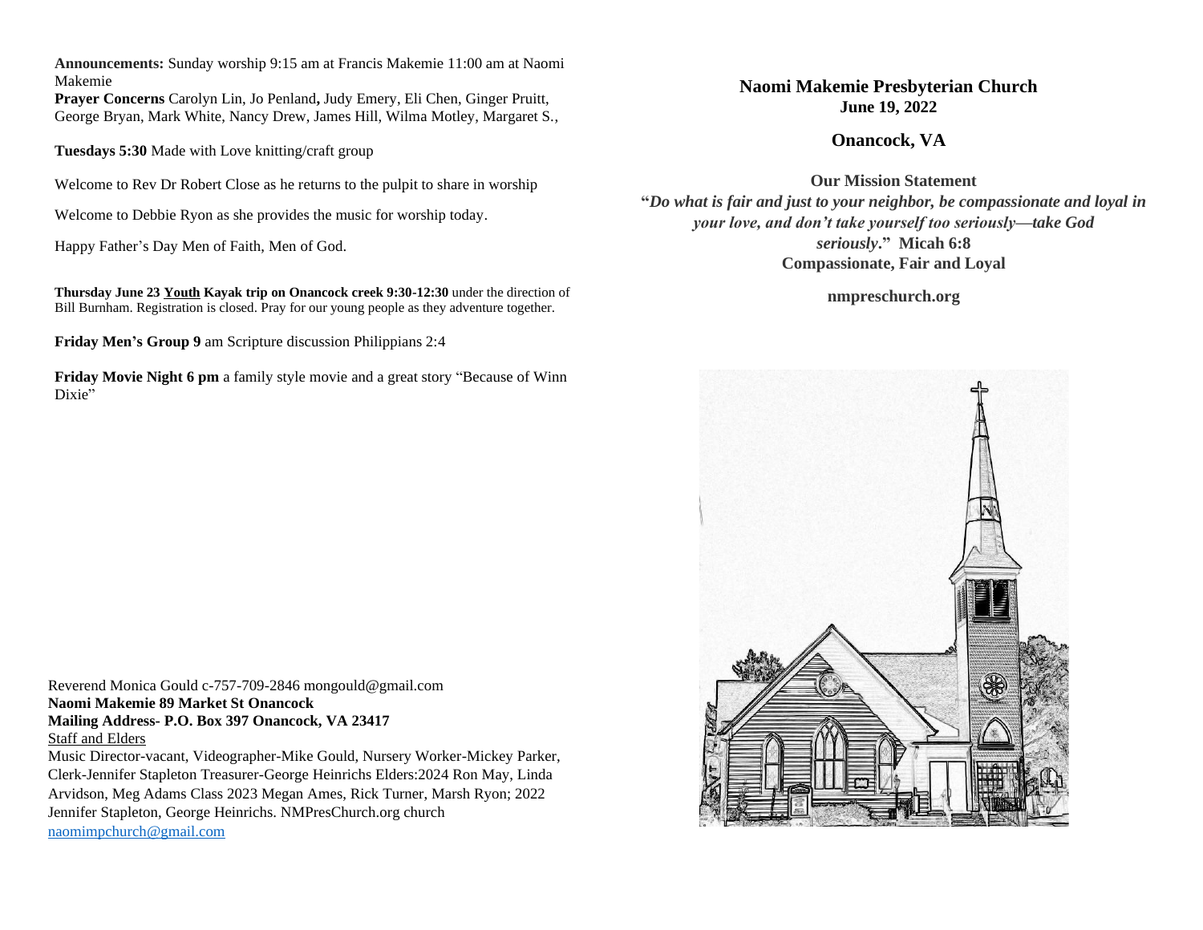**Announcements:** Sunday worship 9:15 am at Francis Makemie 11:00 am at Naomi Makemie

**Prayer Concerns** Carolyn Lin, Jo Penland**,** Judy Emery, Eli Chen, Ginger Pruitt, George Bryan, Mark White, Nancy Drew, James Hill, Wilma Motley, Margaret S.,

**Tuesdays 5:30** Made with Love knitting/craft group

Welcome to Rev Dr Robert Close as he returns to the pulpit to share in worship

Welcome to Debbie Ryon as she provides the music for worship today.

Happy Father's Day Men of Faith, Men of God.

**Thursday June 23 Youth Kayak trip on Onancock creek 9:30-12:30** under the direction of Bill Burnham. Registration is closed. Pray for our young people as they adventure together.

**Friday Men's Group 9** am Scripture discussion Philippians 2:4

**Friday Movie Night 6 pm** a family style movie and a great story "Because of Winn Dixie"

Reverend Monica Gould c-757-709-2846 mongould@gmail.com
**Naomi Makemie 89 Market St Onancock**
**Mailing Address- P.O. Box 397 Onancock, VA 23417**

Staff and Elders

Music Director-vacant, Videographer-Mike Gould, Nursery Worker-Mickey Parker, Clerk-Jennifer Stapleton Treasurer-George Heinrichs Elders:2024 Ron May, Linda Arvidson, Meg Adams Class 2023 Megan Ames, Rick Turner, Marsh Ryon; 2022 Jennifer Stapleton, George Heinrichs. NMPresChurch.org church naomimpchurch@gmail.com

## Naomi Makemie Presbyterian Church
**June 19, 2022**

## Onancock, VA

**Our Mission Statement**

**"*Do what is fair and just to your neighbor, be compassionate and loyal in your love, and don't take yourself too seriously—take God seriously*." Micah 6:8**
**Compassionate, Fair and Loyal**

**nmpreschurch.org**